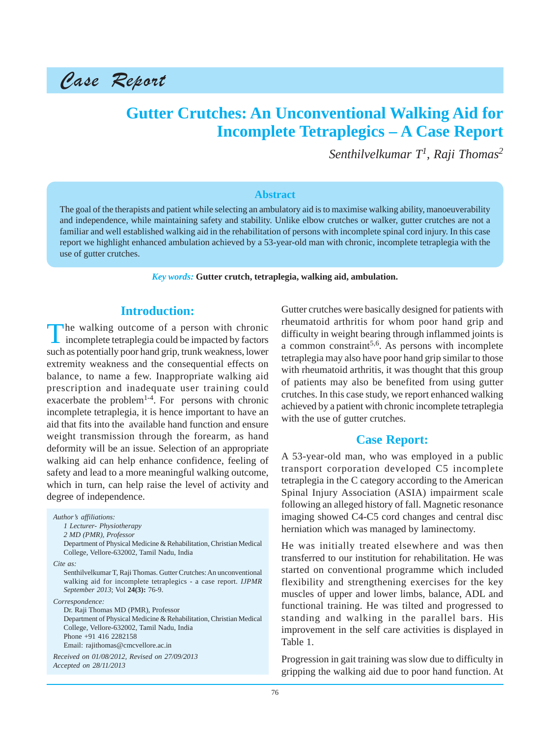Case Report

# Gutter Crutches: An Unconventional Walking Aid for Incomplete Tetraplegics – A Case Report

*Senthilvelkumar T[1], Raji Thomas[2]*

## Abstract

The goal of the therapists and patient while selecting an ambulatory aid is to maximise walking ability, manoeuverability and independence, while maintaining safety and stability. Unlike elbow crutches or walker, gutter crutches are not a familiar and well established walking aid in the rehabilitation of persons with incomplete spinal cord injury. In this case report we highlight enhanced ambulation achieved by a 53-year-old man with chronic, incomplete tetraplegia with the use of gutter crutches.

*Key words:* **Gutter crutch, tetraplegia, walking aid, ambulation.**

## Introduction:

The walking outcome of a person with chronic incomplete tetraplegia could be impacted by factors such as potentially poor hand grip, trunk weakness, lower extremity weakness and the consequential effects on balance, to name a few. Inappropriate walking aid prescription and inadequate user training could exacerbate the problem[1-4]. For persons with chronic incomplete tetraplegia, it is hence important to have an aid that fits into the available hand function and ensure weight transmission through the forearm, as hand deformity will be an issue. Selection of an appropriate walking aid can help enhance confidence, feeling of safety and lead to a more meaningful walking outcome, which in turn, can help raise the level of activity and degree of independence.

*Author's affiliations:*
*1 Lecturer- Physiotherapy*
*2 MD (PMR), Professor*
Department of Physical Medicine & Rehabilitation, Christian Medical College, Vellore-632002, Tamil Nadu, India

*Cite as:*
Senthilvelkumar T, Raji Thomas. Gutter Crutches: An unconventional walking aid for incomplete tetraplegics - a case report. *IJPMR September 2013*; Vol **24(3):** 76-9.

*Correspondence:*
Dr. Raji Thomas MD (PMR), Professor
Department of Physical Medicine & Rehabilitation, Christian Medical College, Vellore-632002, Tamil Nadu, India
Phone +91 416 2282158
Email: rajithomas@cmcvellore.ac.in

*Received on 01/08/2012, Revised on 27/09/2013*
*Accepted on 28/11/2013*

Gutter crutches were basically designed for patients with rheumatoid arthritis for whom poor hand grip and difficulty in weight bearing through inflamed joints is a common constraint[5,6]. As persons with incomplete tetraplegia may also have poor hand grip similar to those with rheumatoid arthritis, it was thought that this group of patients may also be benefited from using gutter crutches. In this case study, we report enhanced walking achieved by a patient with chronic incomplete tetraplegia with the use of gutter crutches.

## Case Report:

A 53-year-old man, who was employed in a public transport corporation developed C5 incomplete tetraplegia in the C category according to the American Spinal Injury Association (ASIA) impairment scale following an alleged history of fall. Magnetic resonance imaging showed C4-C5 cord changes and central disc herniation which was managed by laminectomy.

He was initially treated elsewhere and was then transferred to our institution for rehabilitation. He was started on conventional programme which included flexibility and strengthening exercises for the key muscles of upper and lower limbs, balance, ADL and functional training. He was tilted and progressed to standing and walking in the parallel bars. His improvement in the self care activities is displayed in Table 1.

Progression in gait training was slow due to difficulty in gripping the walking aid due to poor hand function. At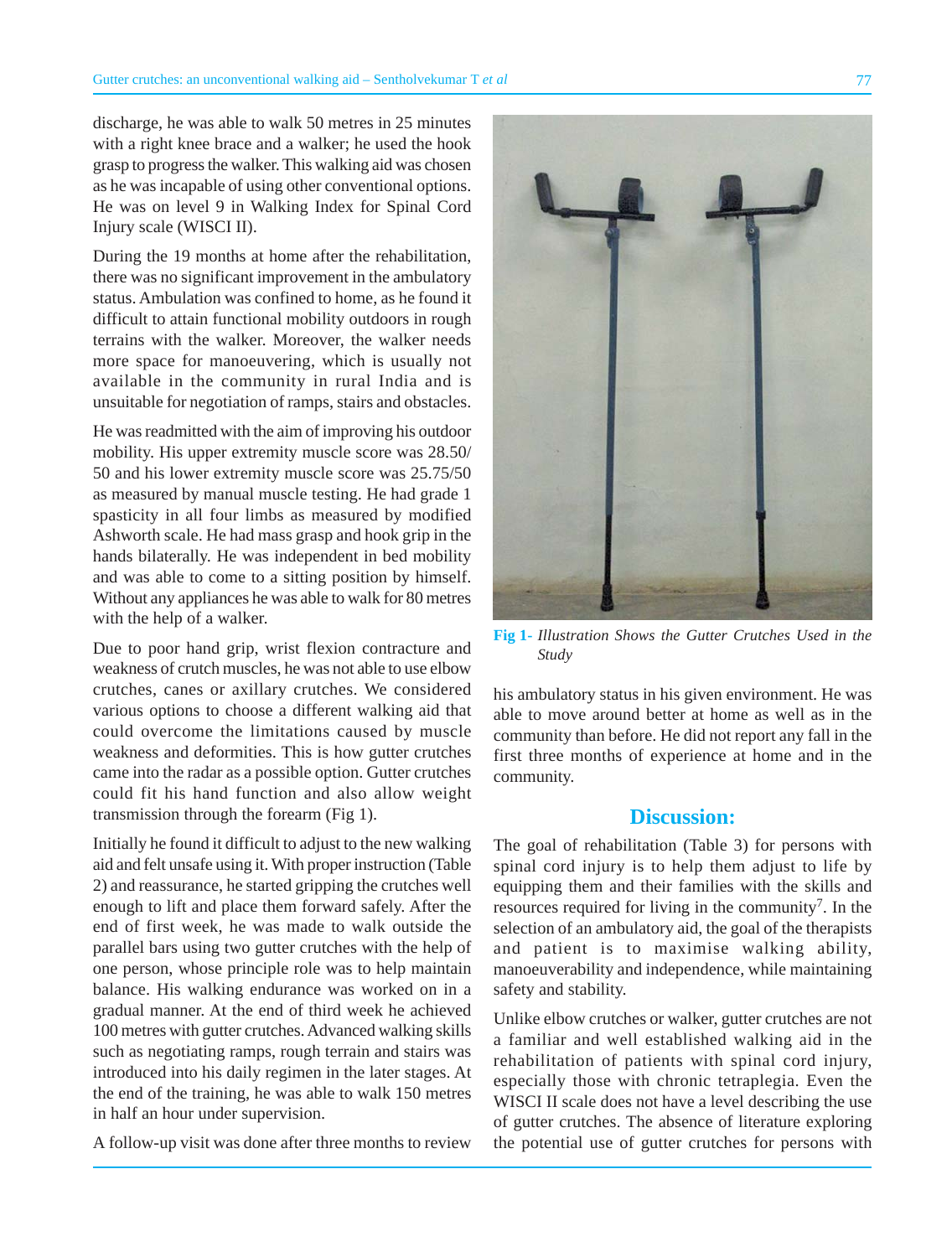discharge, he was able to walk 50 metres in 25 minutes with a right knee brace and a walker; he used the hook grasp to progress the walker. This walking aid was chosen as he was incapable of using other conventional options. He was on level 9 in Walking Index for Spinal Cord Injury scale (WISCI II).

During the 19 months at home after the rehabilitation, there was no significant improvement in the ambulatory status. Ambulation was confined to home, as he found it difficult to attain functional mobility outdoors in rough terrains with the walker. Moreover, the walker needs more space for manoeuvering, which is usually not available in the community in rural India and is unsuitable for negotiation of ramps, stairs and obstacles.

He was readmitted with the aim of improving his outdoor mobility. His upper extremity muscle score was 28.50/50 and his lower extremity muscle score was 25.75/50 as measured by manual muscle testing. He had grade 1 spasticity in all four limbs as measured by modified Ashworth scale. He had mass grasp and hook grip in the hands bilaterally. He was independent in bed mobility and was able to come to a sitting position by himself. Without any appliances he was able to walk for 80 metres with the help of a walker.

Due to poor hand grip, wrist flexion contracture and weakness of crutch muscles, he was not able to use elbow crutches, canes or axillary crutches. We considered various options to choose a different walking aid that could overcome the limitations caused by muscle weakness and deformities. This is how gutter crutches came into the radar as a possible option. Gutter crutches could fit his hand function and also allow weight transmission through the forearm (Fig 1).

Initially he found it difficult to adjust to the new walking aid and felt unsafe using it. With proper instruction (Table 2) and reassurance, he started gripping the crutches well enough to lift and place them forward safely. After the end of first week, he was made to walk outside the parallel bars using two gutter crutches with the help of one person, whose principle role was to help maintain balance. His walking endurance was worked on in a gradual manner. At the end of third week he achieved 100 metres with gutter crutches. Advanced walking skills such as negotiating ramps, rough terrain and stairs was introduced into his daily regimen in the later stages. At the end of the training, he was able to walk 150 metres in half an hour under supervision.

A follow-up visit was done after three months to review his ambulatory status in his given environment. He was able to move around better at home as well as in the community than before. He did not report any fall in the first three months of experience at home and in the community.

**Fig 1-** *Illustration Shows the Gutter Crutches Used in the Study*

## Discussion:

The goal of rehabilitation (Table 3) for persons with spinal cord injury is to help them adjust to life by equipping them and their families with the skills and resources required for living in the community[7]. In the selection of an ambulatory aid, the goal of the therapists and patient is to maximise walking ability, manoeuverability and independence, while maintaining safety and stability.

Unlike elbow crutches or walker, gutter crutches are not a familiar and well established walking aid in the rehabilitation of patients with spinal cord injury, especially those with chronic tetraplegia. Even the WISCI II scale does not have a level describing the use of gutter crutches. The absence of literature exploring the potential use of gutter crutches for persons with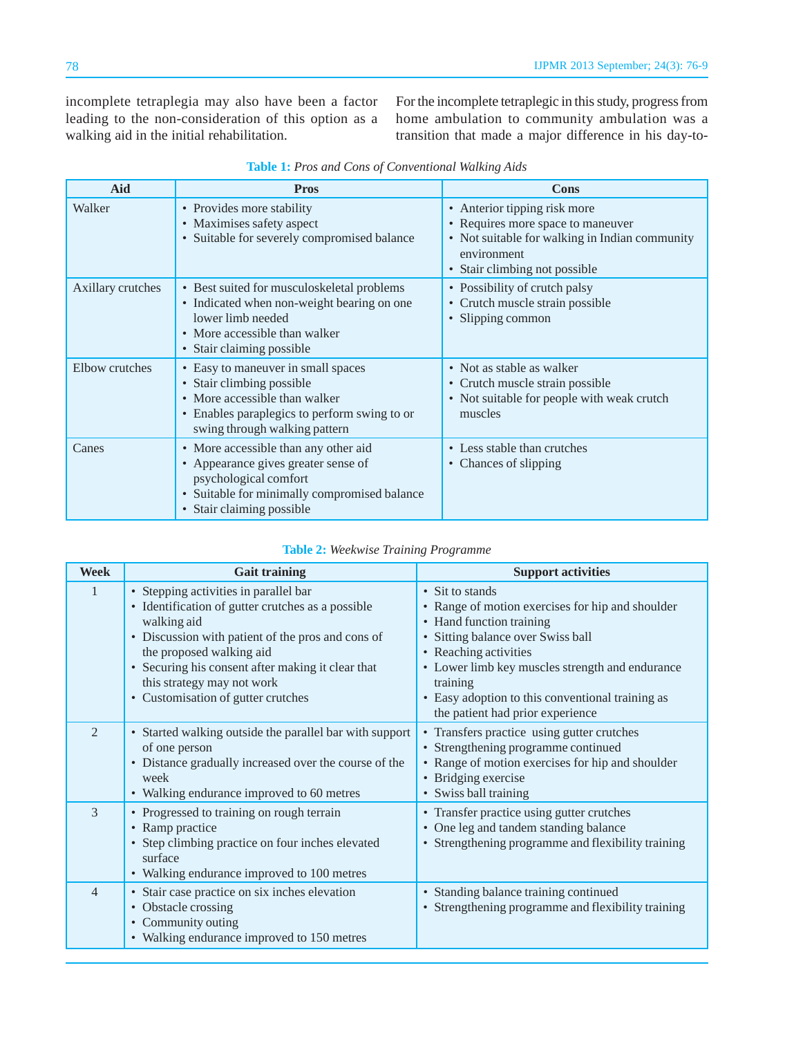incomplete tetraplegia may also have been a factor leading to the non-consideration of this option as a walking aid in the initial rehabilitation.

For the incomplete tetraplegic in this study, progress from home ambulation to community ambulation was a transition that made a major difference in his day-to-

**Table 1:** *Pros and Cons of Conventional Walking Aids*

| Aid | Pros | Cons |
|---|---|---|
| Walker | • Provides more stability<br>• Maximises safety aspect<br>• Suitable for severely compromised balance | • Anterior tipping risk more<br>• Requires more space to maneuver<br>• Not suitable for walking in Indian community environment<br>• Stair climbing not possible |
| Axillary crutches | • Best suited for musculoskeletal problems<br>• Indicated when non-weight bearing on one lower limb needed<br>• More accessible than walker<br>• Stair claiming possible | • Possibility of crutch palsy<br>• Crutch muscle strain possible<br>• Slipping common |
| Elbow crutches | • Easy to maneuver in small spaces<br>• Stair climbing possible<br>• More accessible than walker<br>• Enables paraplegics to perform swing to or swing through walking pattern | • Not as stable as walker<br>• Crutch muscle strain possible<br>• Not suitable for people with weak crutch muscles |
| Canes | • More accessible than any other aid<br>• Appearance gives greater sense of psychological comfort<br>• Suitable for minimally compromised balance<br>• Stair claiming possible | • Less stable than crutches<br>• Chances of slipping |

**Table 2:** *Weekwise Training Programme*

| Week | Gait training | Support activities |
|---|---|---|
| 1 | • Stepping activities in parallel bar<br>• Identification of gutter crutches as a possible walking aid<br>• Discussion with patient of the pros and cons of the proposed walking aid<br>• Securing his consent after making it clear that this strategy may not work<br>• Customisation of gutter crutches | • Sit to stands<br>• Range of motion exercises for hip and shoulder<br>• Hand function training<br>• Sitting balance over Swiss ball<br>• Reaching activities<br>• Lower limb key muscles strength and endurance training<br>• Easy adoption to this conventional training as the patient had prior experience |
| 2 | • Started walking outside the parallel bar with support of one person<br>• Distance gradually increased over the course of the week<br>• Walking endurance improved to 60 metres | • Transfers practice using gutter crutches<br>• Strengthening programme continued<br>• Range of motion exercises for hip and shoulder<br>• Bridging exercise<br>• Swiss ball training |
| 3 | • Progressed to training on rough terrain<br>• Ramp practice<br>• Step climbing practice on four inches elevated surface<br>• Walking endurance improved to 100 metres | • Transfer practice using gutter crutches<br>• One leg and tandem standing balance<br>• Strengthening programme and flexibility training |
| 4 | • Stair case practice on six inches elevation<br>• Obstacle crossing<br>• Community outing<br>• Walking endurance improved to 150 metres | • Standing balance training continued<br>• Strengthening programme and flexibility training |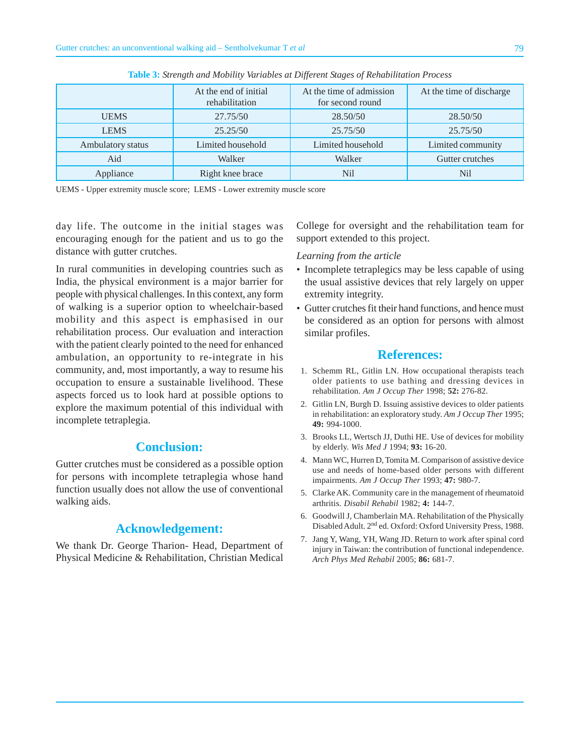**Table 3:** *Strength and Mobility Variables at Different Stages of Rehabilitation Process*

| | At the end of initial rehabilitation | At the time of admission for second round | At the time of discharge |
|---|---|---|---|
| UEMS | 27.75/50 | 28.50/50 | 28.50/50 |
| LEMS | 25.25/50 | 25.75/50 | 25.75/50 |
| Ambulatory status | Limited household | Limited household | Limited community |
| Aid | Walker | Walker | Gutter crutches |
| Appliance | Right knee brace | Nil | Nil |

UEMS - Upper extremity muscle score; LEMS - Lower extremity muscle score

day life. The outcome in the initial stages was encouraging enough for the patient and us to go the distance with gutter crutches.

In rural communities in developing countries such as India, the physical environment is a major barrier for people with physical challenges. In this context, any form of walking is a superior option to wheelchair-based mobility and this aspect is emphasised in our rehabilitation process. Our evaluation and interaction with the patient clearly pointed to the need for enhanced ambulation, an opportunity to re-integrate in his community, and, most importantly, a way to resume his occupation to ensure a sustainable livelihood. These aspects forced us to look hard at possible options to explore the maximum potential of this individual with incomplete tetraplegia.

## Conclusion:

Gutter crutches must be considered as a possible option for persons with incomplete tetraplegia whose hand function usually does not allow the use of conventional walking aids.

## Acknowledgement:

We thank Dr. George Tharion- Head, Department of Physical Medicine & Rehabilitation, Christian Medical College for oversight and the rehabilitation team for support extended to this project.

*Learning from the article*

- Incomplete tetraplegics may be less capable of using the usual assistive devices that rely largely on upper extremity integrity.
- Gutter crutches fit their hand functions, and hence must be considered as an option for persons with almost similar profiles.

## References:

1. Schemm RL, Gitlin LN. How occupational therapists teach older patients to use bathing and dressing devices in rehabilitation. *Am J Occup Ther* 1998; **52:** 276-82.
2. Gitlin LN, Burgh D. Issuing assistive devices to older patients in rehabilitation: an exploratory study. *Am J Occup Ther* 1995; **49:** 994-1000.
3. Brooks LL, Wertsch JJ, Duthi HE. Use of devices for mobility by elderly. *Wis Med J* 1994; **93:** 16-20.
4. Mann WC, Hurren D, Tomita M. Comparison of assistive device use and needs of home-based older persons with different impairments. *Am J Occup Ther* 1993; **47:** 980-7.
5. Clarke AK. Community care in the management of rheumatoid arthritis. *Disabil Rehabil* 1982; **4:** 144-7.
6. Goodwill J, Chamberlain MA. Rehabilitation of the Physically Disabled Adult. 2nd ed. Oxford: Oxford University Press, 1988.
7. Jang Y, Wang, YH, Wang JD. Return to work after spinal cord injury in Taiwan: the contribution of functional independence. *Arch Phys Med Rehabil* 2005; **86:** 681-7.